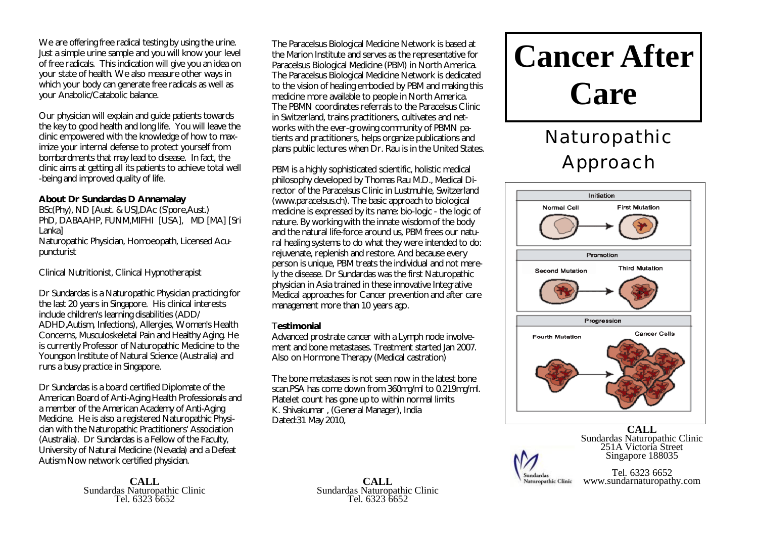We are offering free radical testing by using the urine. Just a simple urine sample and you will know your level of free radicals. This indication will give you an idea on your state of health. We also measure other ways in which your body can generate free radicals as well as your Anabolic/Catabolic balance.

Our physician will explain and guide patients towards the key to good health and long life. You will leave the clinic empowered with the knowledge of how to maximize your internal defense to protect yourself from bombardments that may lead to disease. In fact, the clinic aims at getting all its patients to achieve total well-being and improved quality of life.

**About Dr Sundardas D Annamalay**

BSc(Phy), ND [Aust. & US],DAc (S'pore,Aust.)
PhD, DABAAHP, FUNM,MIFHI [USA], MD [MA] [Sri Lanka]
Naturopathic Physician, Homoeopath, Licensed Acupuncturist

Clinical Nutritionist, Clinical Hypnotherapist

Dr Sundardas is a Naturopathic Physician practicing for the last 20 years in Singapore. His clinical interests include children's learning disabilities (ADD/ ADHD,Autism, Infections), Allergies, Women's Health Concerns, Musculoskeletal Pain and Healthy Aging. He is currently Professor of Naturopathic Medicine to the Youngson Institute of Natural Science (Australia) and runs a busy practice in Singapore.

Dr Sundardas is a board certified Diplomate of the American Board of Anti-Aging Health Professionals and a member of the American Academy of Anti-Aging Medicine. He is also a registered Naturopathic Physician with the Naturopathic Practitioners' Association (Australia). Dr Sundardas is a Fellow of the Faculty, University of Natural Medicine (Nevada) and a Defeat Autism Now network certified physician.

**CALL**
Sundardas Naturopathic Clinic
Tel. 6323 6652

The Paracelsus Biological Medicine Network is based at the Marion Institute and serves as the representative for Paracelsus Biological Medicine (PBM) in North America. The Paracelsus Biological Medicine Network is dedicated to the vision of healing embodied by PBM and making this medicine more available to people in North America. The PBMN coordinates referrals to the Paracelsus Clinic in Switzerland, trains practitioners, cultivates and networks with the ever-growing community of PBMN patients and practitioners, helps organize publications and plans public lectures when Dr. Rau is in the United States.

PBM is a highly sophisticated scientific, holistic medical philosophy developed by Thomas Rau M.D., Medical Director of the Paracelsus Clinic in Lustmuhle, Switzerland (www.paracelsus.ch). The basic approach to biological medicine is expressed by its name: bio-logic - the logic of nature. By working with the innate wisdom of the body and the natural life-force around us, PBM frees our natural healing systems to do what they were intended to do: rejuvenate, replenish and restore. And because every person is unique, PBM treats the individual and not merely the disease. Dr Sundardas was the first Naturopathic physician in Asia trained in these innovative Integrative Medical approaches for Cancer prevention and after care management more than 10 years ago.

**Testimonial**

Advanced prostrate cancer with a Lymph node involvement and bone metastases. Treatment started Jan 2007. Also on Hormone Therapy (Medical castration)

The bone metastases is not seen now in the latest bone scan.PSA has come down from 360mg/ml to 0.219mg/ml. Platelet count has gone up to within normal limits
K. Shivakumar , (General Manager), India
Dated:31 May 2010,

**CALL**
Sundardas Naturopathic Clinic
Tel. 6323 6652

# Cancer After Care

## Naturopathic Approach

Initiation: Normal Cell → First Mutation
Promotion: Second Mutation → Third Mutation
Progression: Fourth Mutation → Cancer Cells

**CALL**
Sundardas Naturopathic Clinic
251A Victoria Street
Singapore 188035

Tel. 6323 6652
www.sundarnaturopathy.com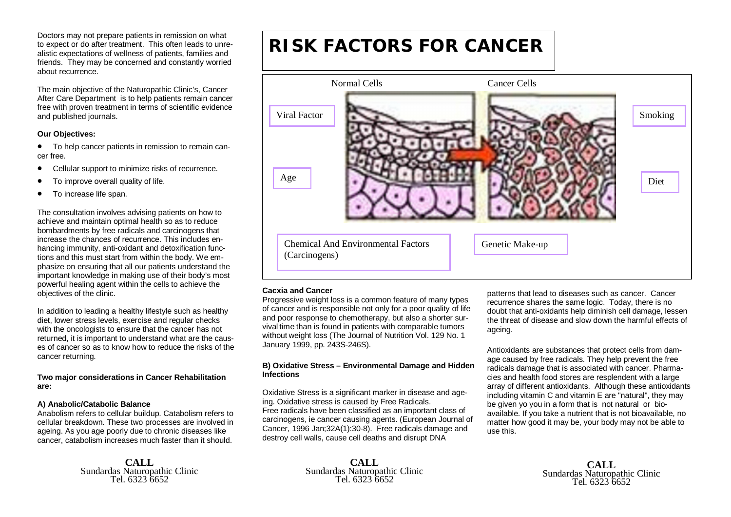Doctors may not prepare patients in remission on what to expect or do after treatment. This often leads to unrealistic expectations of wellness of patients, families and friends. They may be concerned and constantly worried about recurrence.

The main objective of the Naturopathic Clinic's, Cancer After Care Department is to help patients remain cancer free with proven treatment in terms of scientific evidence and published journals.

**Our Objectives:**

- To help cancer patients in remission to remain cancer free.
- Cellular support to minimize risks of recurrence.
- To improve overall quality of life.
- To increase life span.

The consultation involves advising patients on how to achieve and maintain optimal health so as to reduce bombardments by free radicals and carcinogens that increase the chances of recurrence. This includes enhancing immunity, anti-oxidant and detoxification functions and this must start from within the body. We emphasize on ensuring that all our patients understand the important knowledge in making use of their body's most powerful healing agent within the cells to achieve the objectives of the clinic.

In addition to leading a healthy lifestyle such as healthy diet, lower stress levels, exercise and regular checks with the oncologists to ensure that the cancer has not returned, it is important to understand what are the causes of cancer so as to know how to reduce the risks of the cancer returning.

**Two major considerations in Cancer Rehabilitation are:**

**A) Anabolic/Catabolic Balance**

Anabolism refers to cellular buildup. Catabolism refers to cellular breakdown. These two processes are involved in ageing. As you age poorly due to chronic diseases like cancer, catabolism increases much faster than it should.

**CALL**
Sundardas Naturopathic Clinic
Tel. 6323 6652

# RISK FACTORS FOR CANCER

Normal Cells

Cancer Cells

Viral Factor

Age

Smoking

Diet

Chemical And Environmental Factors (Carcinogens)

Genetic Make-up

**Cacxia and Cancer**

Progressive weight loss is a common feature of many types of cancer and is responsible not only for a poor quality of life and poor response to chemotherapy, but also a shorter survival time than is found in patients with comparable tumors without weight loss (The Journal of Nutrition Vol. 129 No. 1 January 1999, pp. 243S-246S).

**B) Oxidative Stress – Environmental Damage and Hidden Infections**

Oxidative Stress is a significant marker in disease and ageing. Oxidative stress is caused by Free Radicals. Free radicals have been classified as an important class of carcinogens, ie cancer causing agents. (European Journal of Cancer, 1996 Jan;32A(1):30-8). Free radicals damage and destroy cell walls, cause cell deaths and disrupt DNA patterns that lead to diseases such as cancer. Cancer recurrence shares the same logic. Today, there is no doubt that anti-oxidants help diminish cell damage, lessen the threat of disease and slow down the harmful effects of ageing.

Antioxidants are substances that protect cells from damage caused by free radicals. They help prevent the free radicals damage that is associated with cancer. Pharmacies and health food stores are resplendent with a large array of different antioxidants. Although these antioxidants including vitamin C and vitamin E are "natural", they may be given yo you in a form that is not natural or bioavailable. If you take a nutrient that is not bioavailable, no matter how good it may be, your body may not be able to use this.

**CALL**
Sundardas Naturopathic Clinic
Tel. 6323 6652

**CALL**
Sundardas Naturopathic Clinic
Tel. 6323 6652